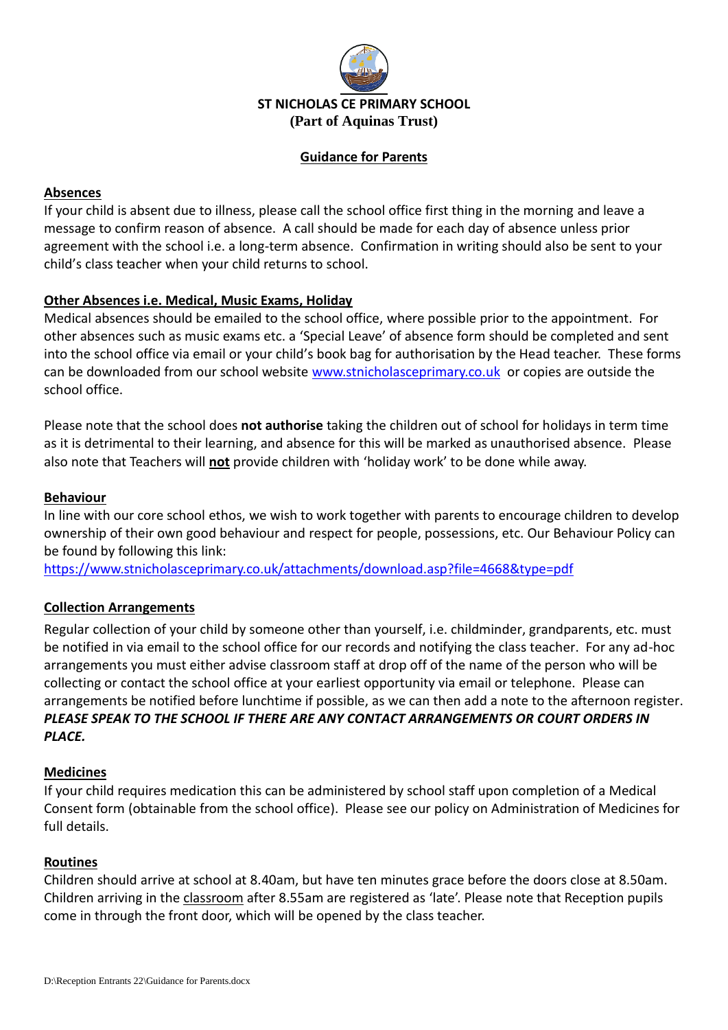# ST NICHOLAS CE PRIMARY SCHOOL
**(Part of Aquinas Trust)**

## Guidance for Parents

### Absences

If your child is absent due to illness, please call the school office first thing in the morning and leave a message to confirm reason of absence. A call should be made for each day of absence unless prior agreement with the school i.e. a long-term absence. Confirmation in writing should also be sent to your child's class teacher when your child returns to school.

### Other Absences i.e. Medical, Music Exams, Holiday

Medical absences should be emailed to the school office, where possible prior to the appointment. For other absences such as music exams etc. a 'Special Leave' of absence form should be completed and sent into the school office via email or your child's book bag for authorisation by the Head teacher. These forms can be downloaded from our school website www.stnicholasceprimary.co.uk or copies are outside the school office.

Please note that the school does **not authorise** taking the children out of school for holidays in term time as it is detrimental to their learning, and absence for this will be marked as unauthorised absence. Please also note that Teachers will **not** provide children with 'holiday work' to be done while away.

### Behaviour

In line with our core school ethos, we wish to work together with parents to encourage children to develop ownership of their own good behaviour and respect for people, possessions, etc. Our Behaviour Policy can be found by following this link:
https://www.stnicholasceprimary.co.uk/attachments/download.asp?file=4668&type=pdf

### Collection Arrangements

Regular collection of your child by someone other than yourself, i.e. childminder, grandparents, etc. must be notified in via email to the school office for our records and notifying the class teacher. For any ad-hoc arrangements you must either advise classroom staff at drop off of the name of the person who will be collecting or contact the school office at your earliest opportunity via email or telephone. Please can arrangements be notified before lunchtime if possible, as we can then add a note to the afternoon register.
***PLEASE SPEAK TO THE SCHOOL IF THERE ARE ANY CONTACT ARRANGEMENTS OR COURT ORDERS IN PLACE.***

### Medicines

If your child requires medication this can be administered by school staff upon completion of a Medical Consent form (obtainable from the school office). Please see our policy on Administration of Medicines for full details.

### Routines

Children should arrive at school at 8.40am, but have ten minutes grace before the doors close at 8.50am. Children arriving in the classroom after 8.55am are registered as 'late'. Please note that Reception pupils come in through the front door, which will be opened by the class teacher.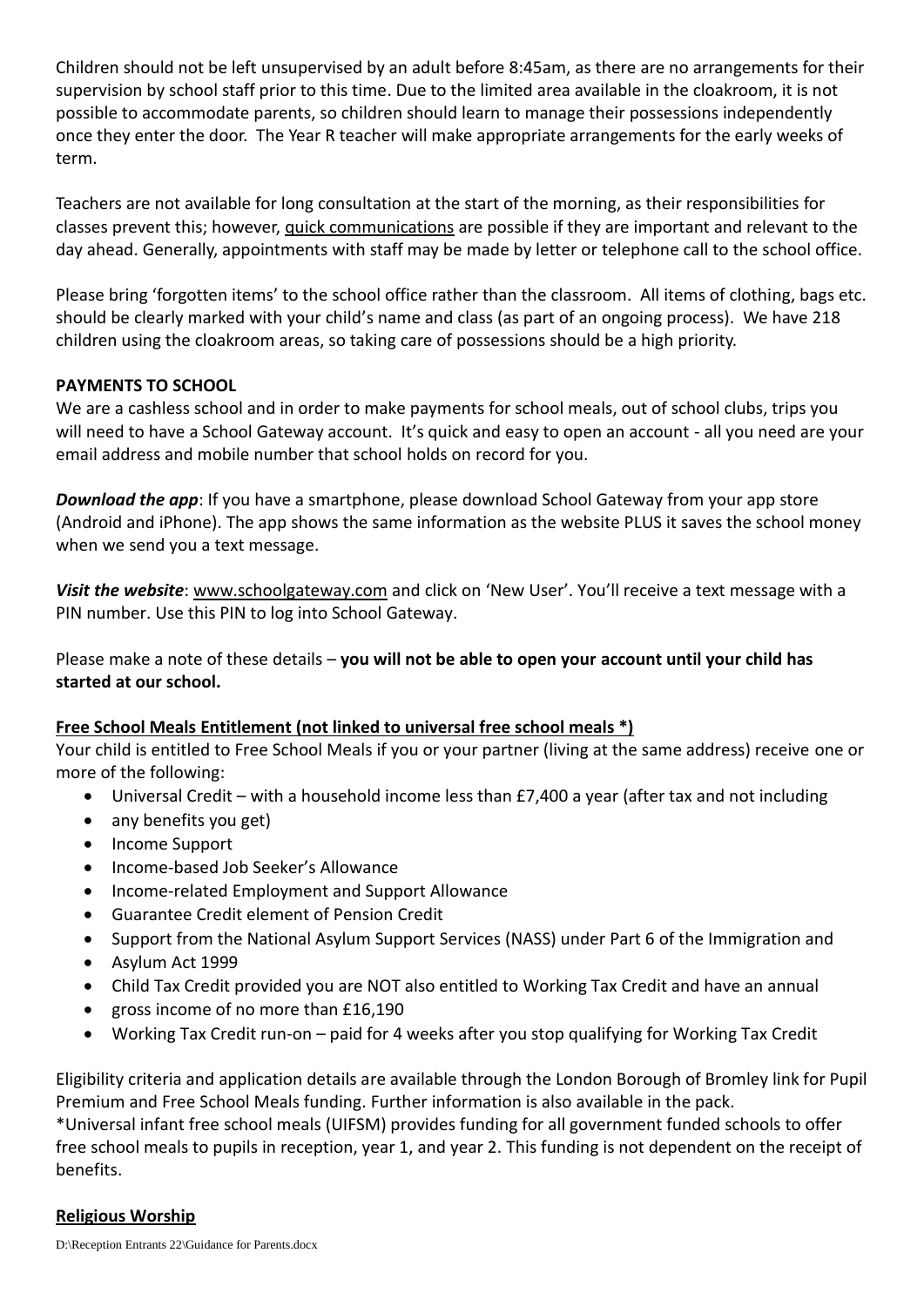Children should not be left unsupervised by an adult before 8:45am, as there are no arrangements for their supervision by school staff prior to this time. Due to the limited area available in the cloakroom, it is not possible to accommodate parents, so children should learn to manage their possessions independently once they enter the door. The Year R teacher will make appropriate arrangements for the early weeks of term.

Teachers are not available for long consultation at the start of the morning, as their responsibilities for classes prevent this; however, quick communications are possible if they are important and relevant to the day ahead. Generally, appointments with staff may be made by letter or telephone call to the school office.

Please bring 'forgotten items' to the school office rather than the classroom. All items of clothing, bags etc. should be clearly marked with your child's name and class (as part of an ongoing process). We have 218 children using the cloakroom areas, so taking care of possessions should be a high priority.

**PAYMENTS TO SCHOOL**

We are a cashless school and in order to make payments for school meals, out of school clubs, trips you will need to have a School Gateway account. It's quick and easy to open an account - all you need are your email address and mobile number that school holds on record for you.

***Download the app***: If you have a smartphone, please download School Gateway from your app store (Android and iPhone). The app shows the same information as the website PLUS it saves the school money when we send you a text message.

***Visit the website***: www.schoolgateway.com and click on 'New User'. You'll receive a text message with a PIN number. Use this PIN to log into School Gateway.

Please make a note of these details – **you will not be able to open your account until your child has started at our school.**

**Free School Meals Entitlement (not linked to universal free school meals *)**

Your child is entitled to Free School Meals if you or your partner (living at the same address) receive one or more of the following:

- Universal Credit – with a household income less than £7,400 a year (after tax and not including
- any benefits you get)
- Income Support
- Income-based Job Seeker's Allowance
- Income-related Employment and Support Allowance
- Guarantee Credit element of Pension Credit
- Support from the National Asylum Support Services (NASS) under Part 6 of the Immigration and
- Asylum Act 1999
- Child Tax Credit provided you are NOT also entitled to Working Tax Credit and have an annual
- gross income of no more than £16,190
- Working Tax Credit run-on – paid for 4 weeks after you stop qualifying for Working Tax Credit

Eligibility criteria and application details are available through the London Borough of Bromley link for Pupil Premium and Free School Meals funding. Further information is also available in the pack.
*Universal infant free school meals (UIFSM) provides funding for all government funded schools to offer free school meals to pupils in reception, year 1, and year 2. This funding is not dependent on the receipt of benefits.

**Religious Worship**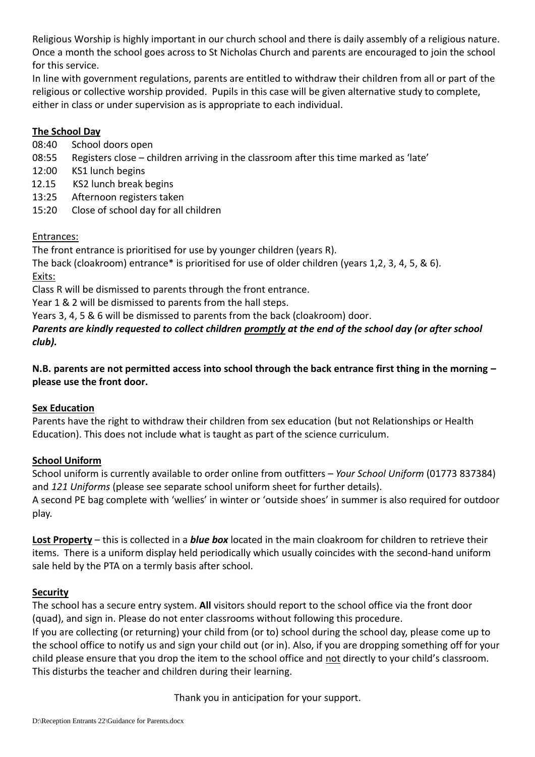Religious Worship is highly important in our church school and there is daily assembly of a religious nature. Once a month the school goes across to St Nicholas Church and parents are encouraged to join the school for this service.

In line with government regulations, parents are entitled to withdraw their children from all or part of the religious or collective worship provided. Pupils in this case will be given alternative study to complete, either in class or under supervision as is appropriate to each individual.

**The School Day**

08:40 School doors open
08:55 Registers close – children arriving in the classroom after this time marked as 'late'
12:00 KS1 lunch begins
12.15 KS2 lunch break begins
13:25 Afternoon registers taken
15:20 Close of school day for all children

Entrances:

The front entrance is prioritised for use by younger children (years R).
The back (cloakroom) entrance* is prioritised for use of older children (years 1,2, 3, 4, 5, & 6).

Exits:

Class R will be dismissed to parents through the front entrance.
Year 1 & 2 will be dismissed to parents from the hall steps.
Years 3, 4, 5 & 6 will be dismissed to parents from the back (cloakroom) door.

***Parents are kindly requested to collect children promptly at the end of the school day (or after school club).***

**N.B. parents are not permitted access into school through the back entrance first thing in the morning – please use the front door.**

**Sex Education**

Parents have the right to withdraw their children from sex education (but not Relationships or Health Education). This does not include what is taught as part of the science curriculum.

**School Uniform**

School uniform is currently available to order online from outfitters – *Your School Uniform* (01773 837384) and *121 Uniforms* (please see separate school uniform sheet for further details).

A second PE bag complete with 'wellies' in winter or 'outside shoes' in summer is also required for outdoor play.

**Lost Property** – this is collected in a ***blue box*** located in the main cloakroom for children to retrieve their items. There is a uniform display held periodically which usually coincides with the second-hand uniform sale held by the PTA on a termly basis after school.

**Security**

The school has a secure entry system. **All** visitors should report to the school office via the front door (quad), and sign in. Please do not enter classrooms without following this procedure.

If you are collecting (or returning) your child from (or to) school during the school day, please come up to the school office to notify us and sign your child out (or in). Also, if you are dropping something off for your child please ensure that you drop the item to the school office and not directly to your child's classroom. This disturbs the teacher and children during their learning.

Thank you in anticipation for your support.

D:\Reception Entrants 22\Guidance for Parents.docx